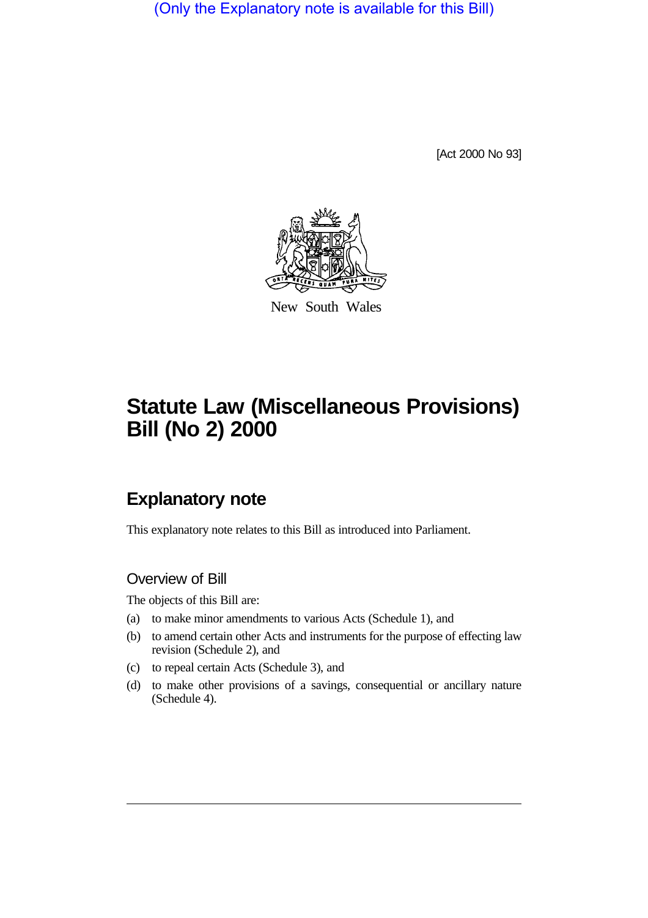(Only the Explanatory note is available for this Bill)

[Act 2000 No 93]

New South Wales

# Statute Law (Miscellaneous Provisions) Bill (No 2) 2000

## Explanatory note

This explanatory note relates to this Bill as introduced into Parliament.

### Overview of Bill

The objects of this Bill are:

(a) to make minor amendments to various Acts (Schedule 1), and

(b) to amend certain other Acts and instruments for the purpose of effecting law revision (Schedule 2), and

(c) to repeal certain Acts (Schedule 3), and

(d) to make other provisions of a savings, consequential or ancillary nature (Schedule 4).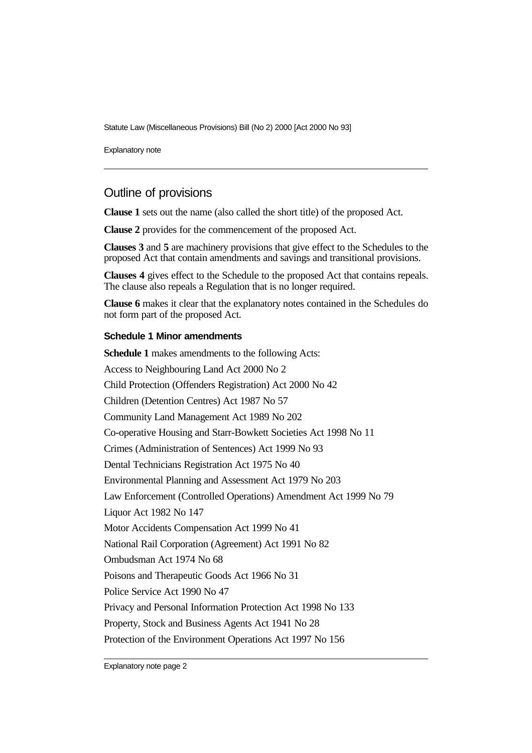## Outline of provisions

**Clause 1** sets out the name (also called the short title) of the proposed Act.

**Clause 2** provides for the commencement of the proposed Act.

**Clauses 3** and **5** are machinery provisions that give effect to the Schedules to the proposed Act that contain amendments and savings and transitional provisions.

**Clauses 4** gives effect to the Schedule to the proposed Act that contains repeals. The clause also repeals a Regulation that is no longer required.

**Clause 6** makes it clear that the explanatory notes contained in the Schedules do not form part of the proposed Act.

### Schedule 1 Minor amendments

**Schedule 1** makes amendments to the following Acts:

Access to Neighbouring Land Act 2000 No 2

Child Protection (Offenders Registration) Act 2000 No 42

Children (Detention Centres) Act 1987 No 57

Community Land Management Act 1989 No 202

Co-operative Housing and Starr-Bowkett Societies Act 1998 No 11

Crimes (Administration of Sentences) Act 1999 No 93

Dental Technicians Registration Act 1975 No 40

Environmental Planning and Assessment Act 1979 No 203

Law Enforcement (Controlled Operations) Amendment Act 1999 No 79

Liquor Act 1982 No 147

Motor Accidents Compensation Act 1999 No 41

National Rail Corporation (Agreement) Act 1991 No 82

Ombudsman Act 1974 No 68

Poisons and Therapeutic Goods Act 1966 No 31

Police Service Act 1990 No 47

Privacy and Personal Information Protection Act 1998 No 133

Property, Stock and Business Agents Act 1941 No 28

Protection of the Environment Operations Act 1997 No 156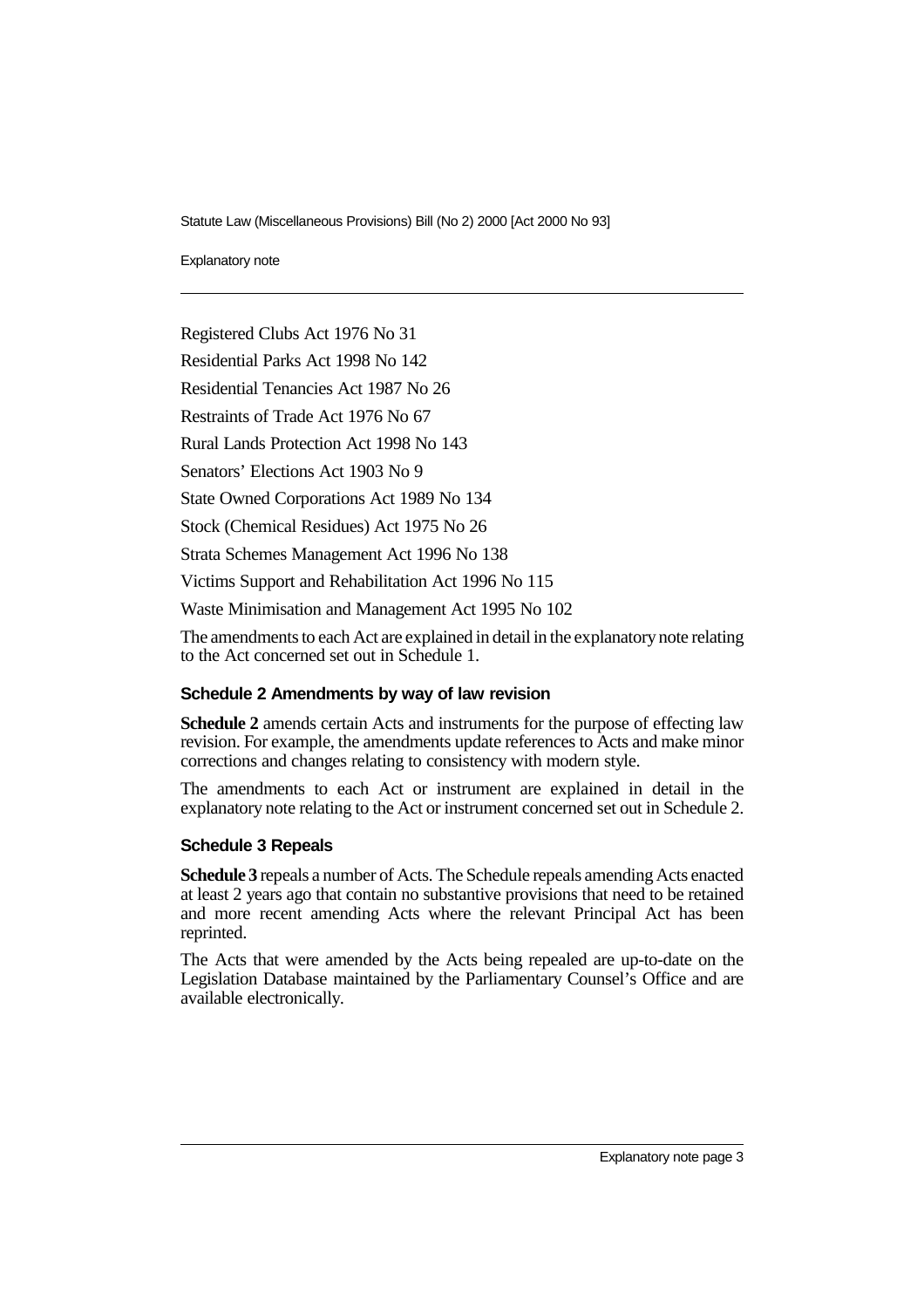Registered Clubs Act 1976 No 31

Residential Parks Act 1998 No 142

Residential Tenancies Act 1987 No 26

Restraints of Trade Act 1976 No 67

Rural Lands Protection Act 1998 No 143

Senators' Elections Act 1903 No 9

State Owned Corporations Act 1989 No 134

Stock (Chemical Residues) Act 1975 No 26

Strata Schemes Management Act 1996 No 138

Victims Support and Rehabilitation Act 1996 No 115

Waste Minimisation and Management Act 1995 No 102

The amendments to each Act are explained in detail in the explanatory note relating to the Act concerned set out in Schedule 1.

### Schedule 2 Amendments by way of law revision

**Schedule 2** amends certain Acts and instruments for the purpose of effecting law revision. For example, the amendments update references to Acts and make minor corrections and changes relating to consistency with modern style.

The amendments to each Act or instrument are explained in detail in the explanatory note relating to the Act or instrument concerned set out in Schedule 2.

### Schedule 3 Repeals

**Schedule 3** repeals a number of Acts. The Schedule repeals amending Acts enacted at least 2 years ago that contain no substantive provisions that need to be retained and more recent amending Acts where the relevant Principal Act has been reprinted.

The Acts that were amended by the Acts being repealed are up-to-date on the Legislation Database maintained by the Parliamentary Counsel's Office and are available electronically.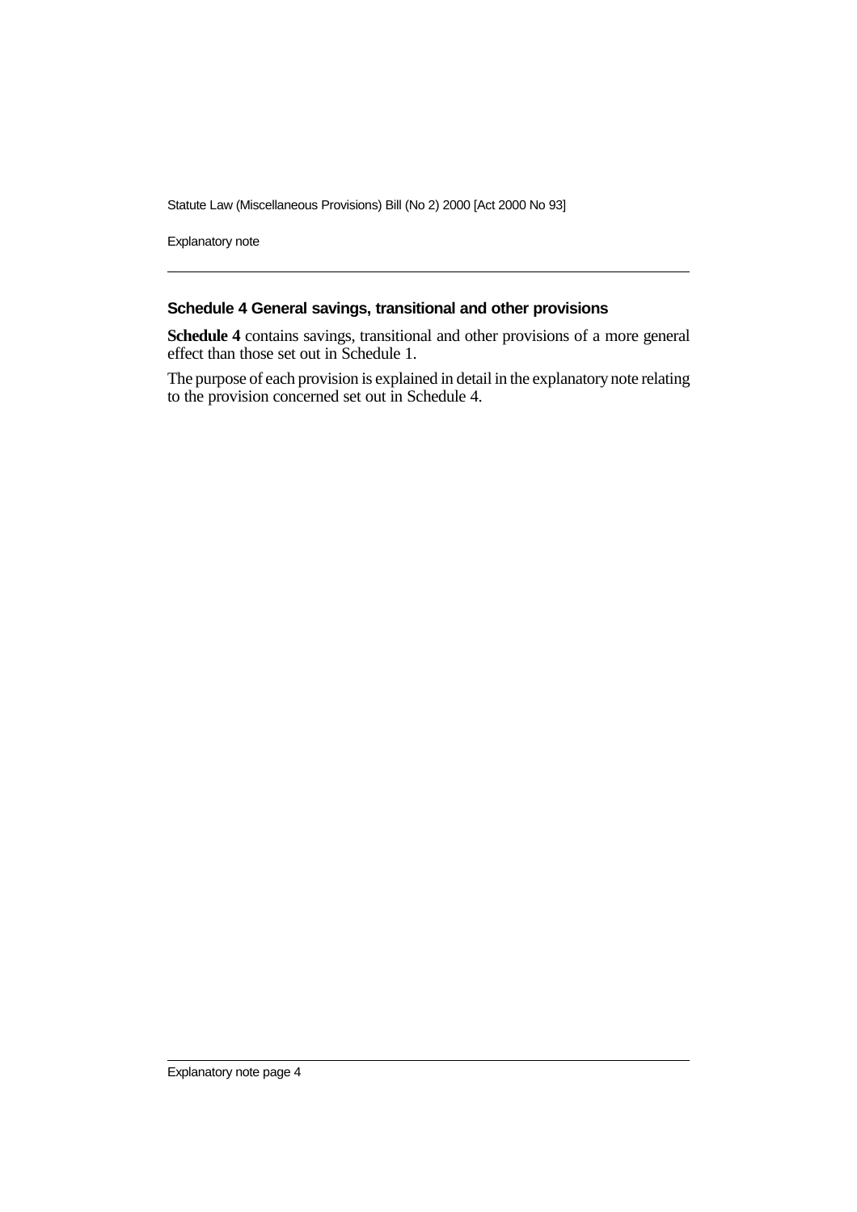### Schedule 4 General savings, transitional and other provisions

**Schedule 4** contains savings, transitional and other provisions of a more general effect than those set out in Schedule 1.

The purpose of each provision is explained in detail in the explanatory note relating to the provision concerned set out in Schedule 4.